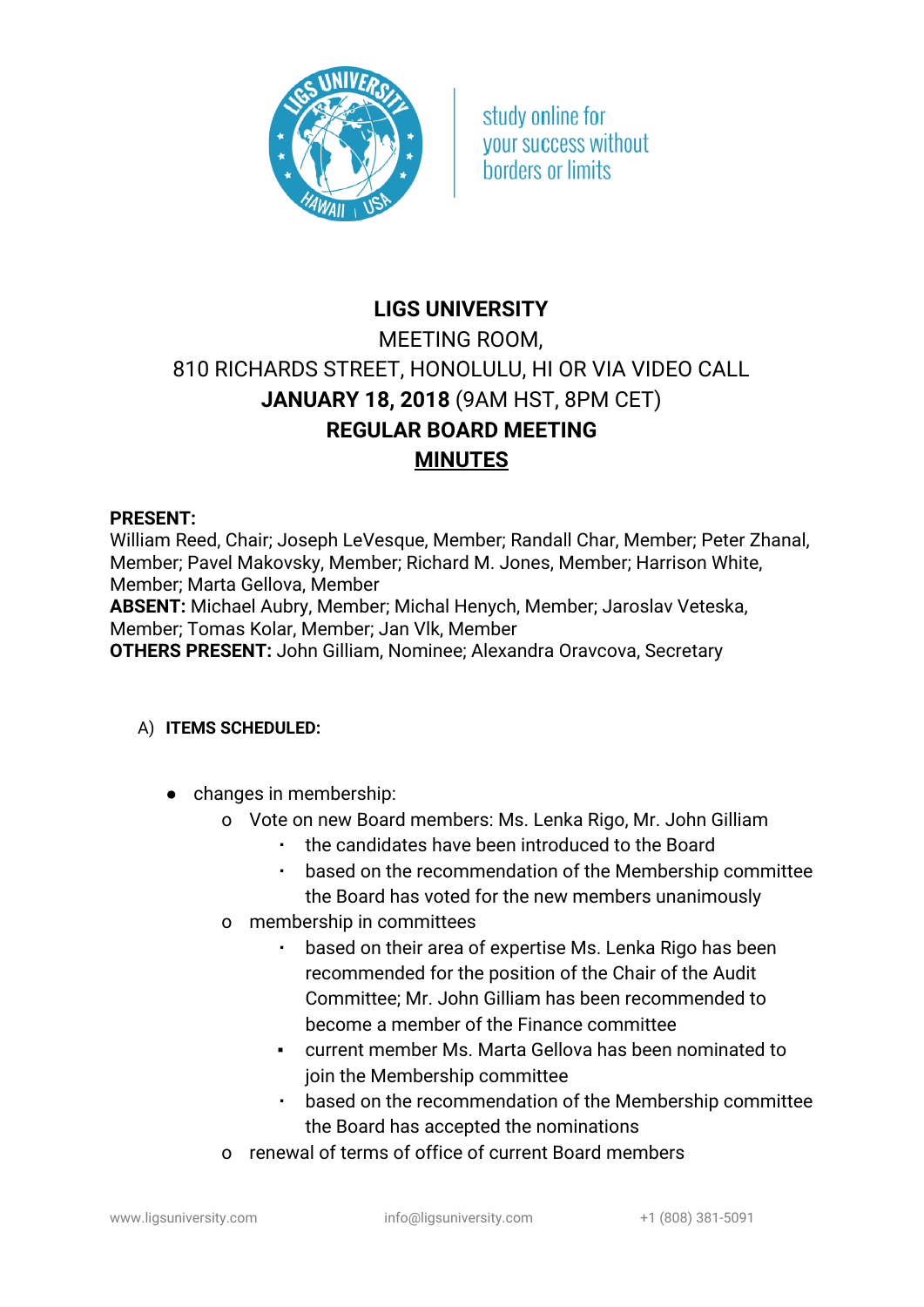study online for your success without borders or limits

# LIGS UNIVERSITY

MEETING ROOM,
810 RICHARDS STREET, HONOLULU, HI OR VIA VIDEO CALL
**JANUARY 18, 2018** (9AM HST, 8PM CET)
**REGULAR BOARD MEETING**
**MINUTES**

**PRESENT:**
William Reed, Chair; Joseph LeVesque, Member; Randall Char, Member; Peter Zhanal, Member; Pavel Makovsky, Member; Richard M. Jones, Member; Harrison White, Member; Marta Gellova, Member
**ABSENT:** Michael Aubry, Member; Michal Henych, Member; Jaroslav Veteska, Member; Tomas Kolar, Member; Jan Vlk, Member
**OTHERS PRESENT:** John Gilliam, Nominee; Alexandra Oravcova, Secretary

A) **ITEMS SCHEDULED:**

- changes in membership:
  - Vote on new Board members: Ms. Lenka Rigo, Mr. John Gilliam
    - the candidates have been introduced to the Board
    - based on the recommendation of the Membership committee the Board has voted for the new members unanimously
  - membership in committees
    - based on their area of expertise Ms. Lenka Rigo has been recommended for the position of the Chair of the Audit Committee; Mr. John Gilliam has been recommended to become a member of the Finance committee
    - current member Ms. Marta Gellova has been nominated to join the Membership committee
    - based on the recommendation of the Membership committee the Board has accepted the nominations
  - renewal of terms of office of current Board members

www.ligsuniversity.com info@ligsuniversity.com +1 (808) 381-5091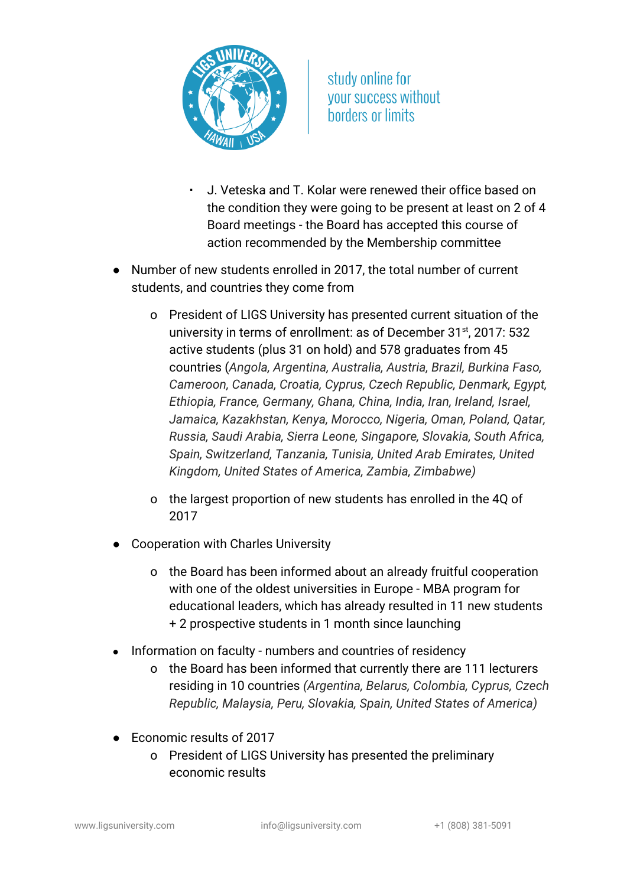- J. Veteska and T. Kolar were renewed their office based on the condition they were going to be present at least on 2 of 4 Board meetings - the Board has accepted this course of action recommended by the Membership committee

- Number of new students enrolled in 2017, the total number of current students, and countries they come from
  - President of LIGS University has presented current situation of the university in terms of enrollment: as of December 31st, 2017: 532 active students (plus 31 on hold) and 578 graduates from 45 countries (*Angola, Argentina, Australia, Austria, Brazil, Burkina Faso, Cameroon, Canada, Croatia, Cyprus, Czech Republic, Denmark, Egypt, Ethiopia, France, Germany, Ghana, China, India, Iran, Ireland, Israel, Jamaica, Kazakhstan, Kenya, Morocco, Nigeria, Oman, Poland, Qatar, Russia, Saudi Arabia, Sierra Leone, Singapore, Slovakia, South Africa, Spain, Switzerland, Tanzania, Tunisia, United Arab Emirates, United Kingdom, United States of America, Zambia, Zimbabwe)*
  - the largest proportion of new students has enrolled in the 4Q of 2017

- Cooperation with Charles University
  - the Board has been informed about an already fruitful cooperation with one of the oldest universities in Europe - MBA program for educational leaders, which has already resulted in 11 new students + 2 prospective students in 1 month since launching

- Information on faculty - numbers and countries of residency
  - the Board has been informed that currently there are 111 lecturers residing in 10 countries *(Argentina, Belarus, Colombia, Cyprus, Czech Republic, Malaysia, Peru, Slovakia, Spain, United States of America)*

- Economic results of 2017
  - President of LIGS University has presented the preliminary economic results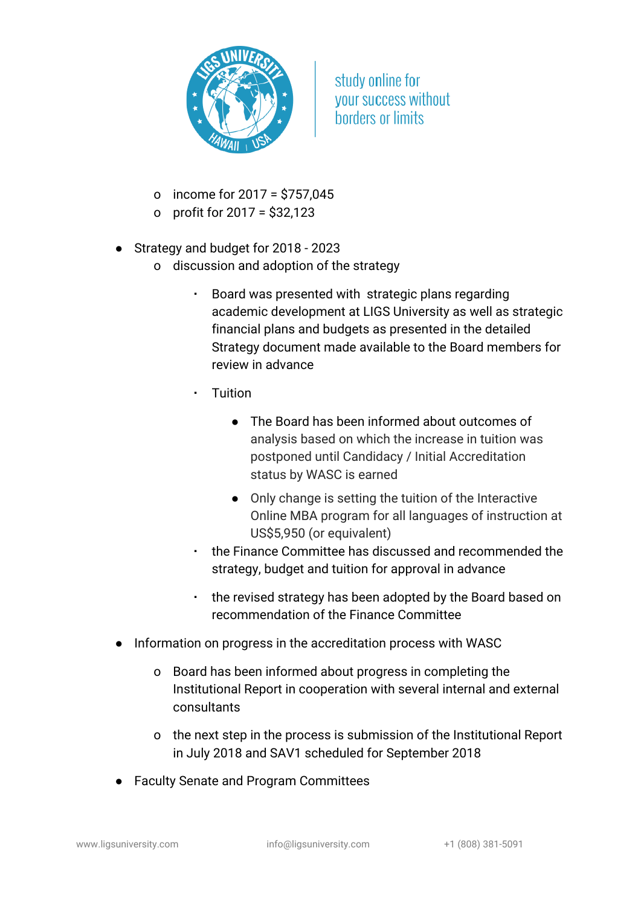- income for 2017 = $757,045
- profit for 2017 = $32,123

- Strategy and budget for 2018 - 2023
    - discussion and adoption of the strategy
        - Board was presented with strategic plans regarding academic development at LIGS University as well as strategic financial plans and budgets as presented in the detailed Strategy document made available to the Board members for review in advance
        - Tuition
            - The Board has been informed about outcomes of analysis based on which the increase in tuition was postponed until Candidacy / Initial Accreditation status by WASC is earned
            - Only change is setting the tuition of the Interactive Online MBA program for all languages of instruction at US$5,950 (or equivalent)
        - the Finance Committee has discussed and recommended the strategy, budget and tuition for approval in advance
        - the revised strategy has been adopted by the Board based on recommendation of the Finance Committee

- Information on progress in the accreditation process with WASC
    - Board has been informed about progress in completing the Institutional Report in cooperation with several internal and external consultants
    - the next step in the process is submission of the Institutional Report in July 2018 and SAV1 scheduled for September 2018

- Faculty Senate and Program Committees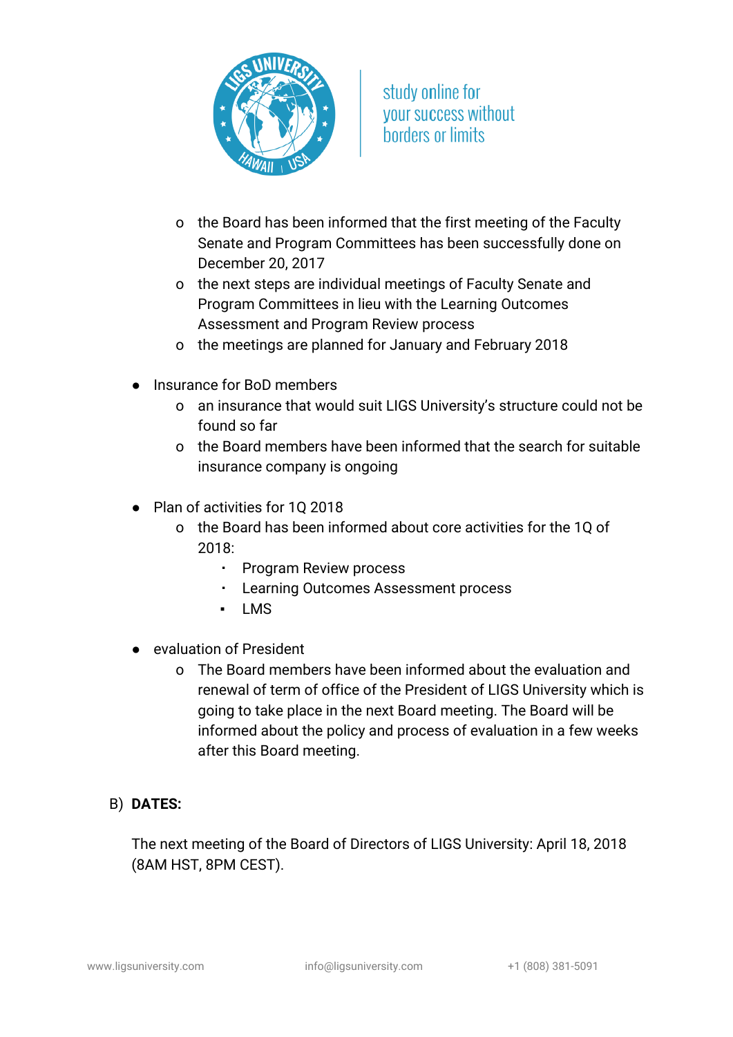- the Board has been informed that the first meeting of the Faculty Senate and Program Committees has been successfully done on December 20, 2017
- the next steps are individual meetings of Faculty Senate and Program Committees in lieu with the Learning Outcomes Assessment and Program Review process
- the meetings are planned for January and February 2018

- Insurance for BoD members
  - an insurance that would suit LIGS University's structure could not be found so far
  - the Board members have been informed that the search for suitable insurance company is ongoing

- Plan of activities for 1Q 2018
  - the Board has been informed about core activities for the 1Q of 2018:
    - Program Review process
    - Learning Outcomes Assessment process
    - LMS

- evaluation of President
  - The Board members have been informed about the evaluation and renewal of term of office of the President of LIGS University which is going to take place in the next Board meeting. The Board will be informed about the policy and process of evaluation in a few weeks after this Board meeting.

B) **DATES:**

The next meeting of the Board of Directors of LIGS University: April 18, 2018 (8AM HST, 8PM CEST).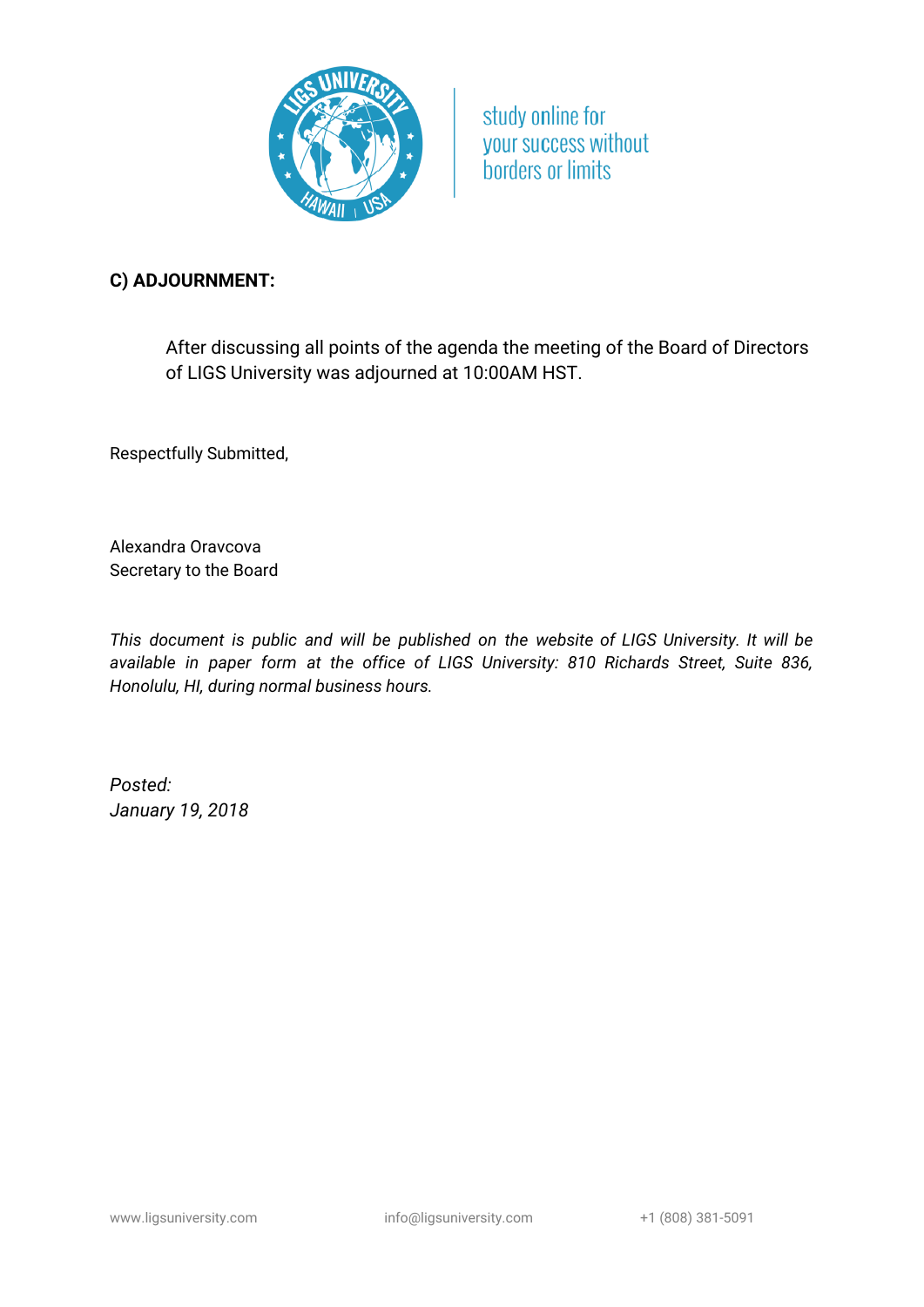**C) ADJOURNMENT:**

After discussing all points of the agenda the meeting of the Board of Directors of LIGS University was adjourned at 10:00AM HST.

Respectfully Submitted,

Alexandra Oravcova
Secretary to the Board

*This document is public and will be published on the website of LIGS University. It will be available in paper form at the office of LIGS University: 810 Richards Street, Suite 836, Honolulu, HI, during normal business hours.*

*Posted:*
*January 19, 2018*